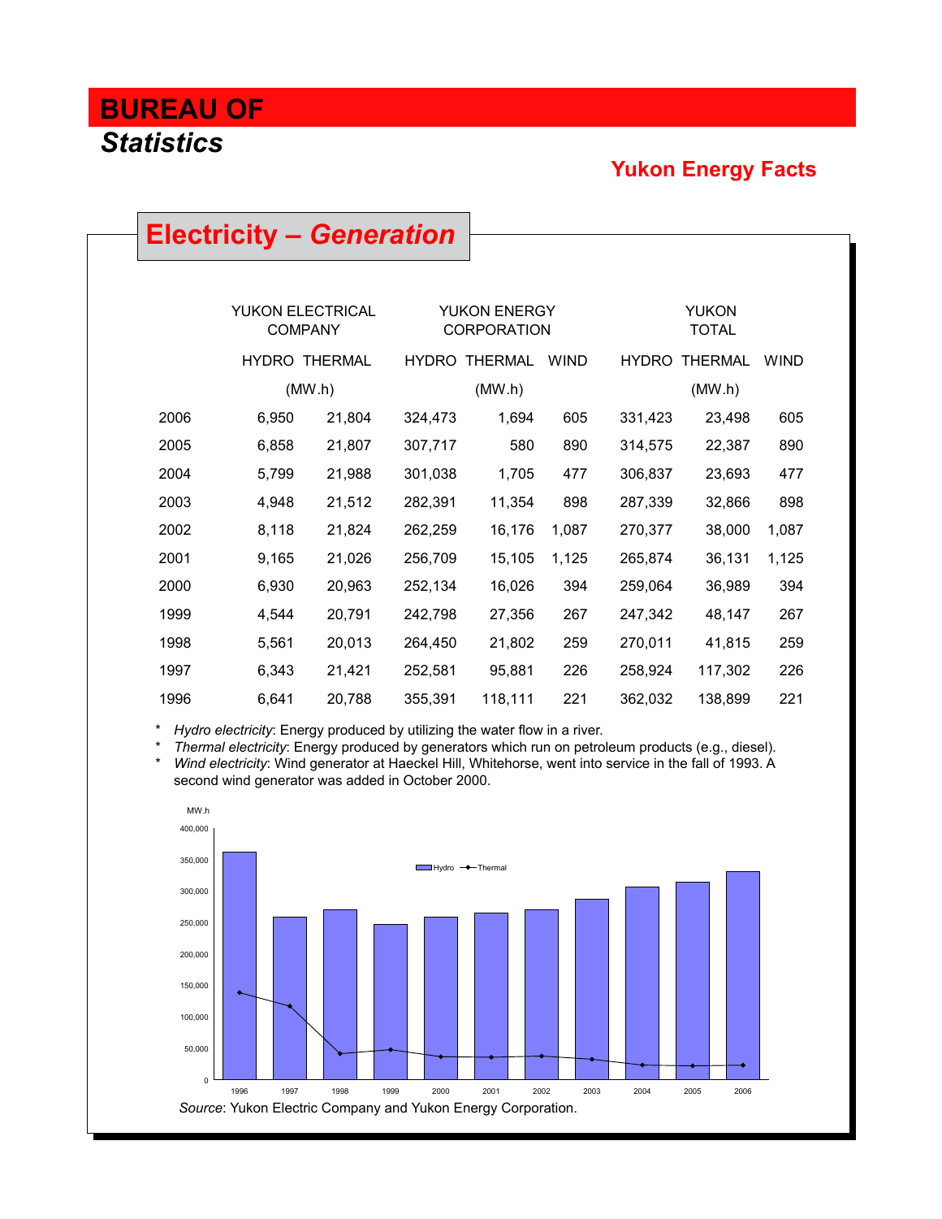# BUREAU OF *Statistics*

## Yukon Energy Facts

## Electricity – *Generation*

| | YUKON ELECTRICAL COMPANY | | YUKON ENERGY CORPORATION | | | YUKON TOTAL | | |
|---|---|---|---|---|---|---|---|---|
| | HYDRO | THERMAL | HYDRO | THERMAL | WIND | HYDRO | THERMAL | WIND |
| | (MW.h) | | (MW.h) | | | (MW.h) | | |
| 2006 | 6,950 | 21,804 | 324,473 | 1,694 | 605 | 331,423 | 23,498 | 605 |
| 2005 | 6,858 | 21,807 | 307,717 | 580 | 890 | 314,575 | 22,387 | 890 |
| 2004 | 5,799 | 21,988 | 301,038 | 1,705 | 477 | 306,837 | 23,693 | 477 |
| 2003 | 4,948 | 21,512 | 282,391 | 11,354 | 898 | 287,339 | 32,866 | 898 |
| 2002 | 8,118 | 21,824 | 262,259 | 16,176 | 1,087 | 270,377 | 38,000 | 1,087 |
| 2001 | 9,165 | 21,026 | 256,709 | 15,105 | 1,125 | 265,874 | 36,131 | 1,125 |
| 2000 | 6,930 | 20,963 | 252,134 | 16,026 | 394 | 259,064 | 36,989 | 394 |
| 1999 | 4,544 | 20,791 | 242,798 | 27,356 | 267 | 247,342 | 48,147 | 267 |
| 1998 | 5,561 | 20,013 | 264,450 | 21,802 | 259 | 270,011 | 41,815 | 259 |
| 1997 | 6,343 | 21,421 | 252,581 | 95,881 | 226 | 258,924 | 117,302 | 226 |
| 1996 | 6,641 | 20,788 | 355,391 | 118,111 | 221 | 362,032 | 138,899 | 221 |

\* *Hydro electricity*: Energy produced by utilizing the water flow in a river.
\* *Thermal electricity*: Energy produced by generators which run on petroleum products (e.g., diesel).
\* *Wind electricity*: Wind generator at Haeckel Hill, Whitehorse, went into service in the fall of 1993. A second wind generator was added in October 2000.

*Source*: Yukon Electric Company and Yukon Energy Corporation.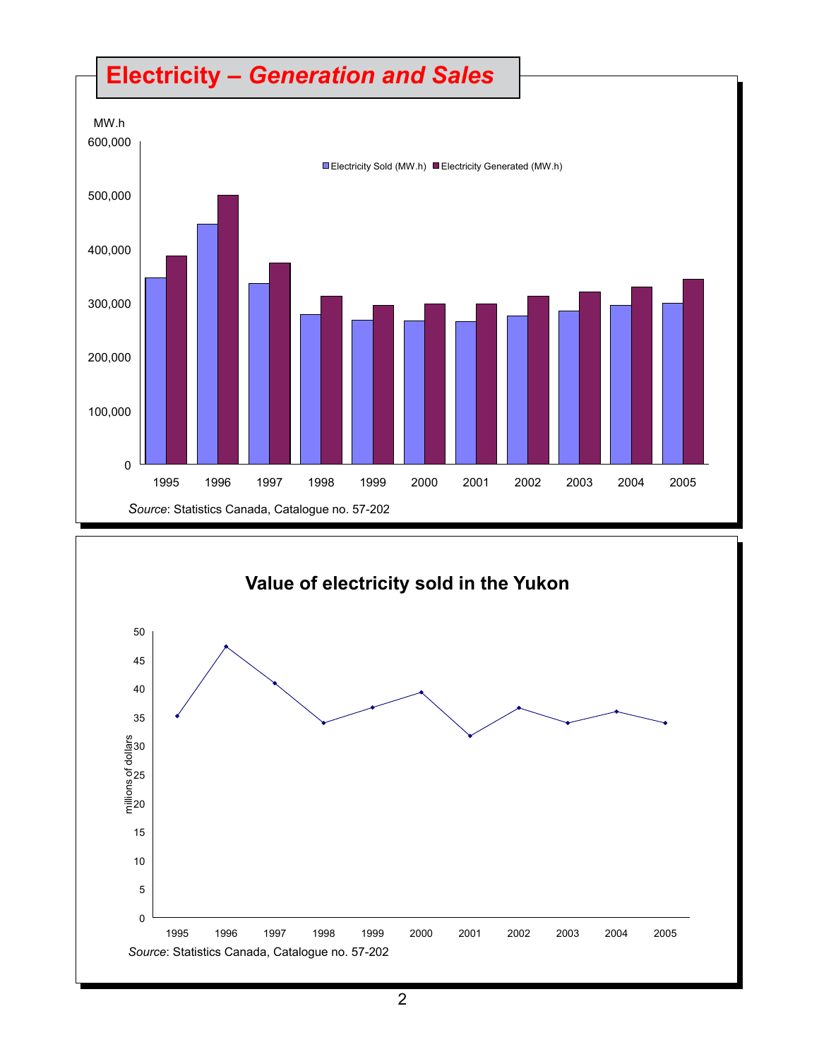# Electricity – *Generation and Sales*

MW.h

600,000

500,000

400,000

300,000

200,000

100,000

0

Electricity Sold (MW.h) Electricity Generated (MW.h)

1995 1996 1997 1998 1999 2000 2001 2002 2003 2004 2005

*Source*: Statistics Canada, Catalogue no. 57-202

## Value of electricity sold in the Yukon

millions of dollars

50

45

40

35

30

25

20

15

10

5

0

1995 1996 1997 1998 1999 2000 2001 2002 2003 2004 2005

*Source*: Statistics Canada, Catalogue no. 57-202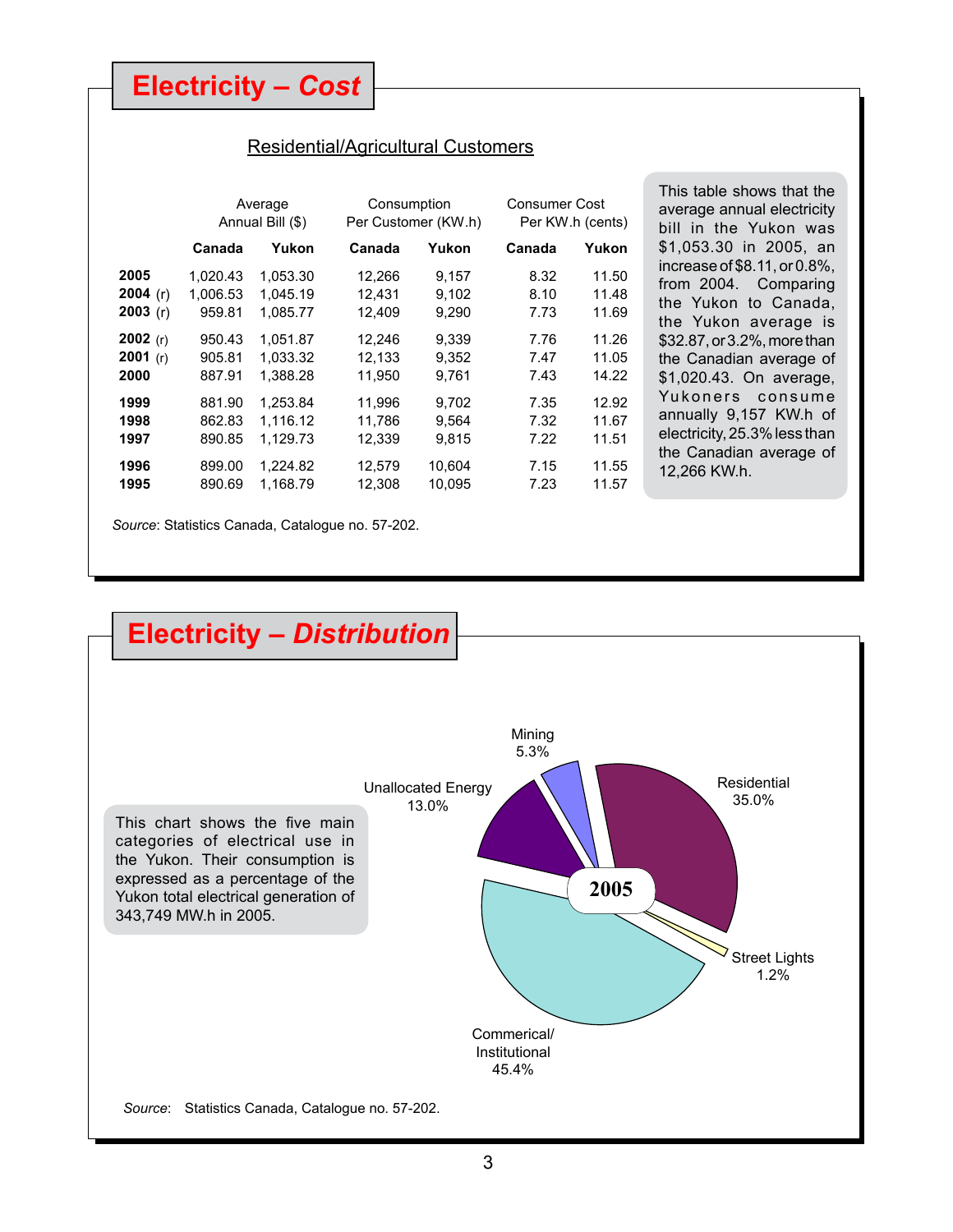# Electricity – *Cost*

## Residential/Agricultural Customers

| | Average Annual Bill ($) | | Consumption Per Customer (KW.h) | | Consumer Cost Per KW.h (cents) | |
|---|---|---|---|---|---|---|
| | **Canada** | **Yukon** | **Canada** | **Yukon** | **Canada** | **Yukon** |
| **2005** | 1,020.43 | 1,053.30 | 12,266 | 9,157 | 8.32 | 11.50 |
| **2004** (r) | 1,006.53 | 1,045.19 | 12,431 | 9,102 | 8.10 | 11.48 |
| **2003** (r) | 959.81 | 1,085.77 | 12,409 | 9,290 | 7.73 | 11.69 |
| **2002** (r) | 950.43 | 1,051.87 | 12,246 | 9,339 | 7.76 | 11.26 |
| **2001** (r) | 905.81 | 1,033.32 | 12,133 | 9,352 | 7.47 | 11.05 |
| **2000** | 887.91 | 1,388.28 | 11,950 | 9,761 | 7.43 | 14.22 |
| **1999** | 881.90 | 1,253.84 | 11,996 | 9,702 | 7.35 | 12.92 |
| **1998** | 862.83 | 1,116.12 | 11,786 | 9,564 | 7.32 | 11.67 |
| **1997** | 890.85 | 1,129.73 | 12,339 | 9,815 | 7.22 | 11.51 |
| **1996** | 899.00 | 1,224.82 | 12,579 | 10,604 | 7.15 | 11.55 |
| **1995** | 890.69 | 1,168.79 | 12,308 | 10,095 | 7.23 | 11.57 |

This table shows that the average annual electricity bill in the Yukon was $1,053.30 in 2005, an increase of $8.11, or 0.8%, from 2004. Comparing the Yukon to Canada, the Yukon average is $32.87, or 3.2%, more than the Canadian average of $1,020.43. On average, Yukoners consume annually 9,157 KW.h of electricity, 25.3% less than the Canadian average of 12,266 KW.h.

*Source*: Statistics Canada, Catalogue no. 57-202.

# Electricity – *Distribution*

This chart shows the five main categories of electrical use in the Yukon. Their consumption is expressed as a percentage of the Yukon total electrical generation of 343,749 MW.h in 2005.

**2005**

- Residential 35.0%
- Street Lights 1.2%
- Commerical/Institutional 45.4%
- Unallocated Energy 13.0%
- Mining 5.3%

*Source*: Statistics Canada, Catalogue no. 57-202.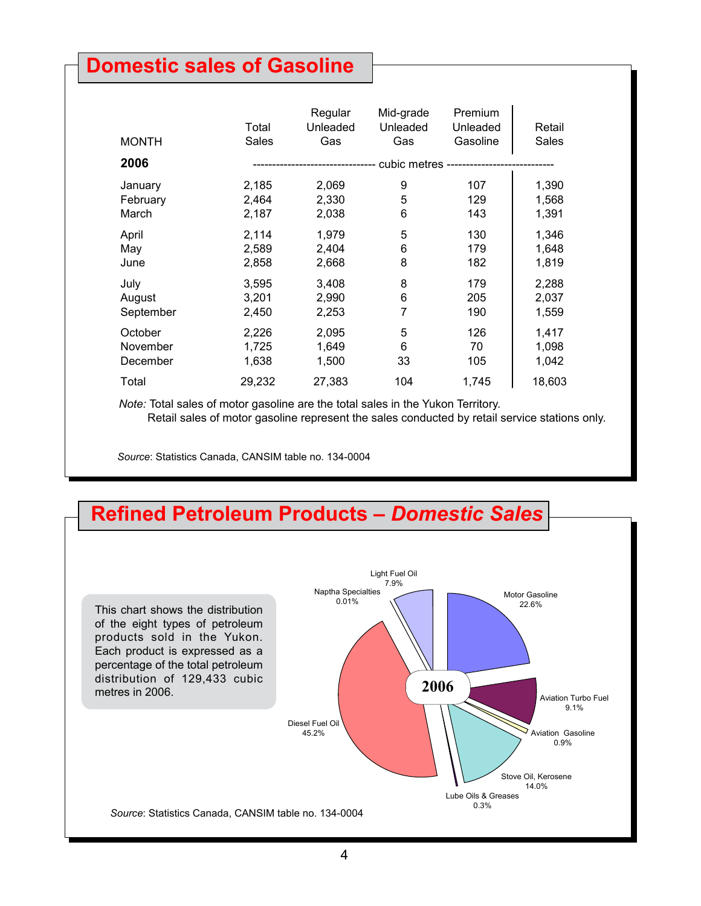# Domestic sales of Gasoline

| MONTH | Total Sales | Regular Unleaded Gas | Mid-grade Unleaded Gas | Premium Unleaded Gasoline | Retail Sales |
|---|---|---|---|---|---|
| **2006** | cubic metres | | | | |
| January | 2,185 | 2,069 | 9 | 107 | 1,390 |
| February | 2,464 | 2,330 | 5 | 129 | 1,568 |
| March | 2,187 | 2,038 | 6 | 143 | 1,391 |
| April | 2,114 | 1,979 | 5 | 130 | 1,346 |
| May | 2,589 | 2,404 | 6 | 179 | 1,648 |
| June | 2,858 | 2,668 | 8 | 182 | 1,819 |
| July | 3,595 | 3,408 | 8 | 179 | 2,288 |
| August | 3,201 | 2,990 | 6 | 205 | 2,037 |
| September | 2,450 | 2,253 | 7 | 190 | 1,559 |
| October | 2,226 | 2,095 | 5 | 126 | 1,417 |
| November | 1,725 | 1,649 | 6 | 70 | 1,098 |
| December | 1,638 | 1,500 | 33 | 105 | 1,042 |
| Total | 29,232 | 27,383 | 104 | 1,745 | 18,603 |

*Note:* Total sales of motor gasoline are the total sales in the Yukon Territory.
Retail sales of motor gasoline represent the sales conducted by retail service stations only.

*Source*: Statistics Canada, CANSIM table no. 134-0004

# Refined Petroleum Products – *Domestic Sales*

This chart shows the distribution of the eight types of petroleum products sold in the Yukon. Each product is expressed as a percentage of the total petroleum distribution of 129,433 cubic metres in 2006.

2006

- Motor Gasoline 22.6%
- Aviation Turbo Fuel 9.1%
- Aviation Gasoline 0.9%
- Stove Oil, Kerosene 14.0%
- Lube Oils & Greases 0.3%
- Diesel Fuel Oil 45.2%
- Naptha Specialties 0.01%
- Light Fuel Oil 7.9%

*Source*: Statistics Canada, CANSIM table no. 134-0004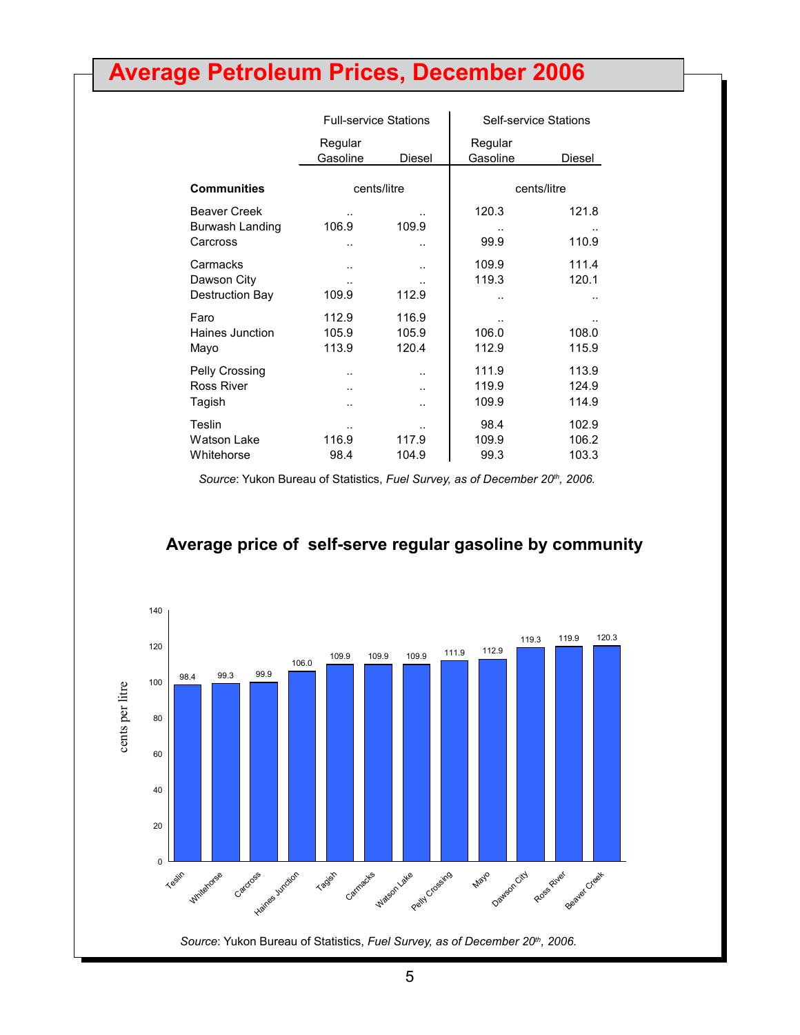# Average Petroleum Prices, December 2006

| | Full-service Stations | | Self-service Stations | |
|---|---|---|---|---|
| | Regular Gasoline | Diesel | Regular Gasoline | Diesel |
| **Communities** | cents/litre | | cents/litre | |
| Beaver Creek | .. | .. | 120.3 | 121.8 |
| Burwash Landing | 106.9 | 109.9 | .. | .. |
| Carcross | .. | .. | 99.9 | 110.9 |
| Carmacks | .. | .. | 109.9 | 111.4 |
| Dawson City | .. | .. | 119.3 | 120.1 |
| Destruction Bay | 109.9 | 112.9 | .. | .. |
| Faro | 112.9 | 116.9 | .. | .. |
| Haines Junction | 105.9 | 105.9 | 106.0 | 108.0 |
| Mayo | 113.9 | 120.4 | 112.9 | 115.9 |
| Pelly Crossing | .. | .. | 111.9 | 113.9 |
| Ross River | .. | .. | 119.9 | 124.9 |
| Tagish | .. | .. | 109.9 | 114.9 |
| Teslin | .. | .. | 98.4 | 102.9 |
| Watson Lake | 116.9 | 117.9 | 109.9 | 106.2 |
| Whitehorse | 98.4 | 104.9 | 99.3 | 103.3 |

*Source*: Yukon Bureau of Statistics, *Fuel Survey, as of December 20th, 2006.*

## Average price of self-serve regular gasoline by community

| Community | cents per litre |
|---|---|
| Teslin | 98.4 |
| Whitehorse | 99.3 |
| Carcross | 99.9 |
| Haines Junction | 106.0 |
| Tagish | 109.9 |
| Carmacks | 109.9 |
| Watson Lake | 109.9 |
| Pelly Crossing | 111.9 |
| Mayo | 112.9 |
| Dawson City | 119.3 |
| Ross River | 119.9 |
| Beaver Creek | 120.3 |

*Source*: Yukon Bureau of Statistics, *Fuel Survey, as of December 20th, 2006.*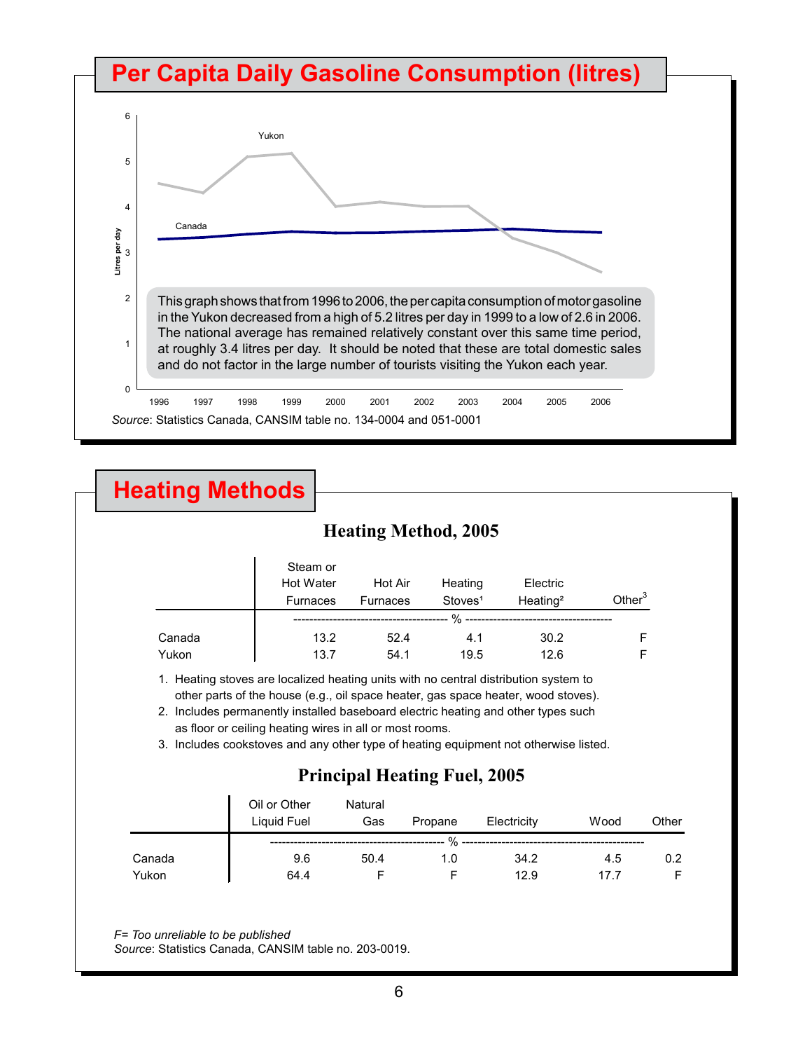## Per Capita Daily Gasoline Consumption (litres)

This graph shows that from 1996 to 2006, the per capita consumption of motor gasoline in the Yukon decreased from a high of 5.2 litres per day in 1999 to a low of 2.6 in 2006. The national average has remained relatively constant over this same time period, at roughly 3.4 litres per day. It should be noted that these are total domestic sales and do not factor in the large number of tourists visiting the Yukon each year.

*Source*: Statistics Canada, CANSIM table no. 134-0004 and 051-0001

## Heating Methods

### Heating Method, 2005

| | Steam or Hot Water Furnaces | Hot Air Furnaces | Heating Stoves[1] | Electric Heating[2] | Other[3] |
|---|---|---|---|---|---|
| | % | | | | |
| Canada | 13.2 | 52.4 | 4.1 | 30.2 | F |
| Yukon | 13.7 | 54.1 | 19.5 | 12.6 | F |

1. Heating stoves are localized heating units with no central distribution system to other parts of the house (e.g., oil space heater, gas space heater, wood stoves).
2. Includes permanently installed baseboard electric heating and other types such as floor or ceiling heating wires in all or most rooms.
3. Includes cookstoves and any other type of heating equipment not otherwise listed.

### Principal Heating Fuel, 2005

| | Oil or Other Liquid Fuel | Natural Gas | Propane | Electricity | Wood | Other |
|---|---|---|---|---|---|---|
| | % | | | | | |
| Canada | 9.6 | 50.4 | 1.0 | 34.2 | 4.5 | 0.2 |
| Yukon | 64.4 | F | F | 12.9 | 17.7 | F |

*F= Too unreliable to be published*

*Source*: Statistics Canada, CANSIM table no. 203-0019.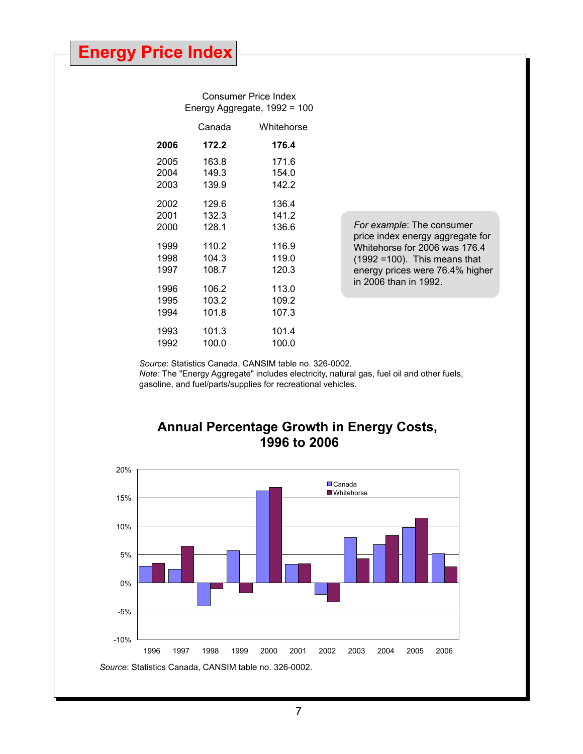# Energy Price Index

Consumer Price Index
Energy Aggregate, 1992 = 100

| | Canada | Whitehorse |
|---|---|---|
| **2006** | **172.2** | **176.4** |
| 2005 | 163.8 | 171.6 |
| 2004 | 149.3 | 154.0 |
| 2003 | 139.9 | 142.2 |
| 2002 | 129.6 | 136.4 |
| 2001 | 132.3 | 141.2 |
| 2000 | 128.1 | 136.6 |
| 1999 | 110.2 | 116.9 |
| 1998 | 104.3 | 119.0 |
| 1997 | 108.7 | 120.3 |
| 1996 | 106.2 | 113.0 |
| 1995 | 103.2 | 109.2 |
| 1994 | 101.8 | 107.3 |
| 1993 | 101.3 | 101.4 |
| 1992 | 100.0 | 100.0 |

*For example*: The consumer price index energy aggregate for Whitehorse for 2006 was 176.4 (1992 =100). This means that energy prices were 76.4% higher in 2006 than in 1992.

*Source*: Statistics Canada, CANSIM table no. 326-0002.
*Note:* The "Energy Aggregate" includes electricity, natural gas, fuel oil and other fuels, gasoline, and fuel/parts/supplies for recreational vehicles.

## Annual Percentage Growth in Energy Costs, 1996 to 2006

*Source*: Statistics Canada, CANSIM table no. 326-0002.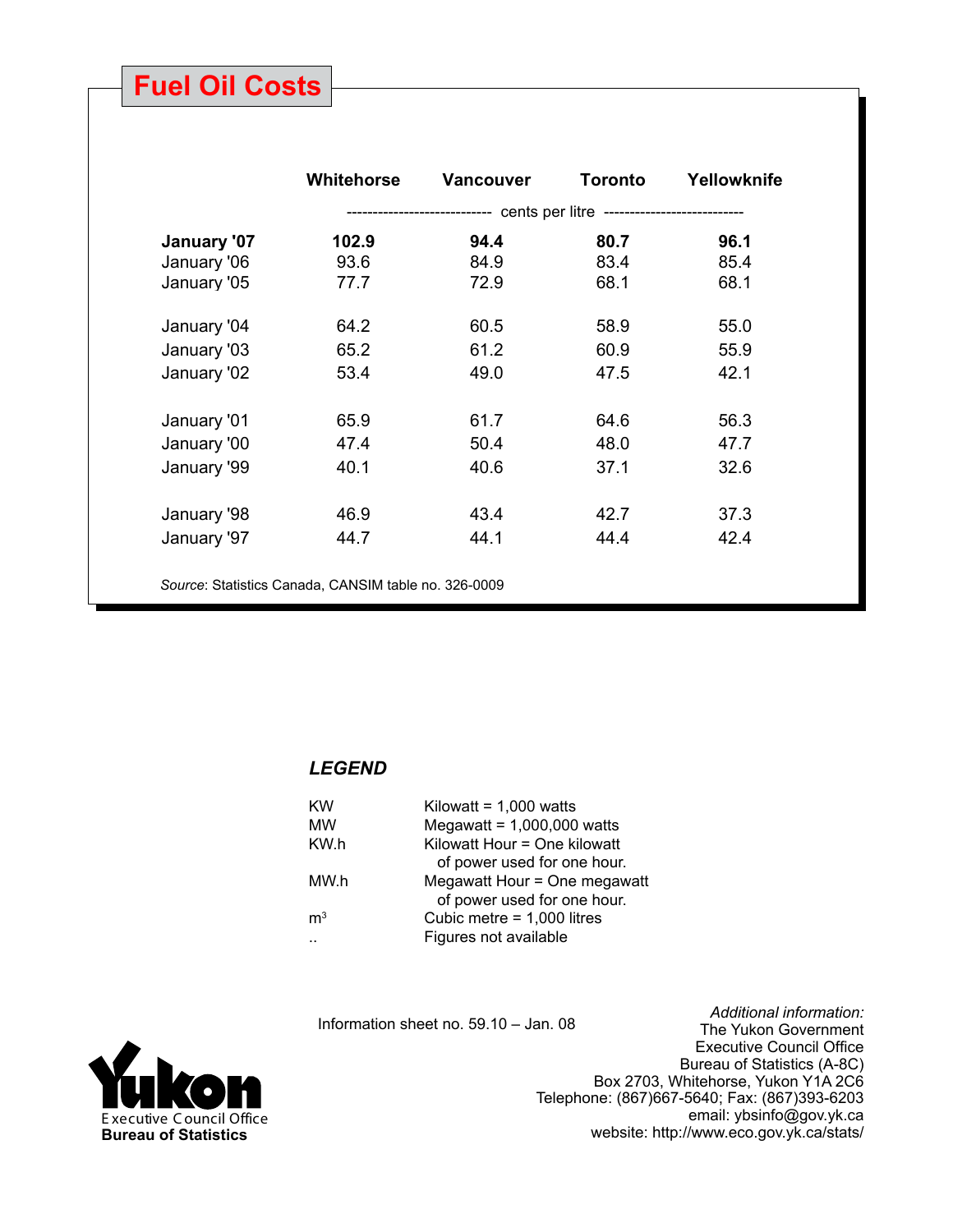# Fuel Oil Costs

| | Whitehorse | Vancouver | Toronto | Yellowknife |
|---|---|---|---|---|
| | cents per litre | | | |
| **January '07** | **102.9** | **94.4** | **80.7** | **96.1** |
| January '06 | 93.6 | 84.9 | 83.4 | 85.4 |
| January '05 | 77.7 | 72.9 | 68.1 | 68.1 |
| January '04 | 64.2 | 60.5 | 58.9 | 55.0 |
| January '03 | 65.2 | 61.2 | 60.9 | 55.9 |
| January '02 | 53.4 | 49.0 | 47.5 | 42.1 |
| January '01 | 65.9 | 61.7 | 64.6 | 56.3 |
| January '00 | 47.4 | 50.4 | 48.0 | 47.7 |
| January '99 | 40.1 | 40.6 | 37.1 | 32.6 |
| January '98 | 46.9 | 43.4 | 42.7 | 37.3 |
| January '97 | 44.7 | 44.1 | 44.4 | 42.4 |

*Source*: Statistics Canada, CANSIM table no. 326-0009

***LEGEND***

| | |
|---|---|
| KW | Kilowatt = 1,000 watts |
| MW | Megawatt = 1,000,000 watts |
| KW.h | Kilowatt Hour = One kilowatt of power used for one hour. |
| MW.h | Megawatt Hour = One megawatt of power used for one hour. |
| $m^3$ | Cubic metre = 1,000 litres |
| .. | Figures not available |

Information sheet no. 59.10 – Jan. 08

Yukon
Executive Council Office
**Bureau of Statistics**

*Additional information:*
The Yukon Government
Executive Council Office
Bureau of Statistics (A-8C)
Box 2703, Whitehorse, Yukon Y1A 2C6
Telephone: (867)667-5640; Fax: (867)393-6203
email: ybsinfo@gov.yk.ca
website: http://www.eco.gov.yk.ca/stats/